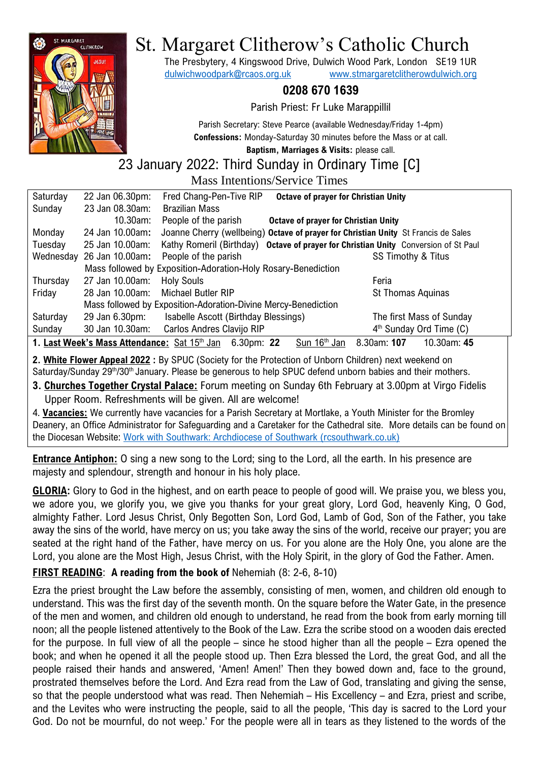# St. Margaret Clitherow's Catholic Church

The Presbytery, 4 Kingswood Drive, Dulwich Wood Park, London SE19 1UR
dulwichwoodpark@rcaos.org.uk www.stmargaretclitherowdulwich.org

**0208 670 1639**

Parish Priest: Fr Luke Marappillil

Parish Secretary: Steve Pearce (available Wednesday/Friday 1-4pm)
**Confessions:** Monday-Saturday 30 minutes before the Mass or at call.
**Baptism, Marriages & Visits:** please call.

## 23 January 2022: Third Sunday in Ordinary Time [C]

### Mass Intentions/Service Times

| | | | | |
|---|---|---|---|---|
| Saturday | 22 Jan 06.30pm: | Fred Chang-Pen-Tive RIP | **Octave of prayer for Christian Unity** | |
| Sunday | 23 Jan 08.30am: | Brazilian Mass | | |
| | 10.30am: | People of the parish | **Octave of prayer for Christian Unity** | |
| Monday | 24 Jan 10.00am: | Joanne Cherry (wellbeing) | **Octave of prayer for Christian Unity** | St Francis de Sales |
| Tuesday | 25 Jan 10.00am: | Kathy Romeril (Birthday) | **Octave of prayer for Christian Unity** | Conversion of St Paul |
| Wednesday | 26 Jan 10.00am: | People of the parish | | SS Timothy & Titus |
| | Mass followed by Exposition-Adoration-Holy Rosary-Benediction | | | |
| Thursday | 27 Jan 10.00am: | Holy Souls | | Feria |
| Friday | 28 Jan 10.00am: | Michael Butler RIP | | St Thomas Aquinas |
| | Mass followed by Exposition-Adoration-Divine Mercy-Benediction | | | |
| Saturday | 29 Jan 6.30pm: | Isabelle Ascott (Birthday Blessings) | | The first Mass of Sunday |
| Sunday | 30 Jan 10.30am: | Carlos Andres Clavijo RIP | | 4th Sunday Ord Time (C) |

**1. Last Week's Mass Attendance:** Sat 15th Jan 6.30pm: **22** Sun 16th Jan 8.30am: **107** 10.30am: **45**

**2. White Flower Appeal 2022 :** By SPUC (Society for the Protection of Unborn Children) next weekend on Saturday/Sunday 29th/30th January. Please be generous to help SPUC defend unborn babies and their mothers.

**3. Churches Together Crystal Palace:** Forum meeting on Sunday 6th February at 3.00pm at Virgo Fidelis Upper Room. Refreshments will be given. All are welcome!

4. **Vacancies:** We currently have vacancies for a Parish Secretary at Mortlake, a Youth Minister for the Bromley Deanery, an Office Administrator for Safeguarding and a Caretaker for the Cathedral site. More details can be found on the Diocesan Website: Work with Southwark: Archdiocese of Southwark (rcsouthwark.co.uk)

**Entrance Antiphon:** O sing a new song to the Lord; sing to the Lord, all the earth. In his presence are majesty and splendour, strength and honour in his holy place.

**GLORIA:** Glory to God in the highest, and on earth peace to people of good will. We praise you, we bless you, we adore you, we glorify you, we give you thanks for your great glory, Lord God, heavenly King, O God, almighty Father. Lord Jesus Christ, Only Begotten Son, Lord God, Lamb of God, Son of the Father, you take away the sins of the world, have mercy on us; you take away the sins of the world, receive our prayer; you are seated at the right hand of the Father, have mercy on us. For you alone are the Holy One, you alone are the Lord, you alone are the Most High, Jesus Christ, with the Holy Spirit, in the glory of God the Father. Amen.

**FIRST READING**: **A reading from the book of** Nehemiah (8: 2-6, 8-10)

Ezra the priest brought the Law before the assembly, consisting of men, women, and children old enough to understand. This was the first day of the seventh month. On the square before the Water Gate, in the presence of the men and women, and children old enough to understand, he read from the book from early morning till noon; all the people listened attentively to the Book of the Law. Ezra the scribe stood on a wooden dais erected for the purpose. In full view of all the people – since he stood higher than all the people – Ezra opened the book; and when he opened it all the people stood up. Then Ezra blessed the Lord, the great God, and all the people raised their hands and answered, 'Amen! Amen!' Then they bowed down and, face to the ground, prostrated themselves before the Lord. And Ezra read from the Law of God, translating and giving the sense, so that the people understood what was read. Then Nehemiah – His Excellency – and Ezra, priest and scribe, and the Levites who were instructing the people, said to all the people, 'This day is sacred to the Lord your God. Do not be mournful, do not weep.' For the people were all in tears as they listened to the words of the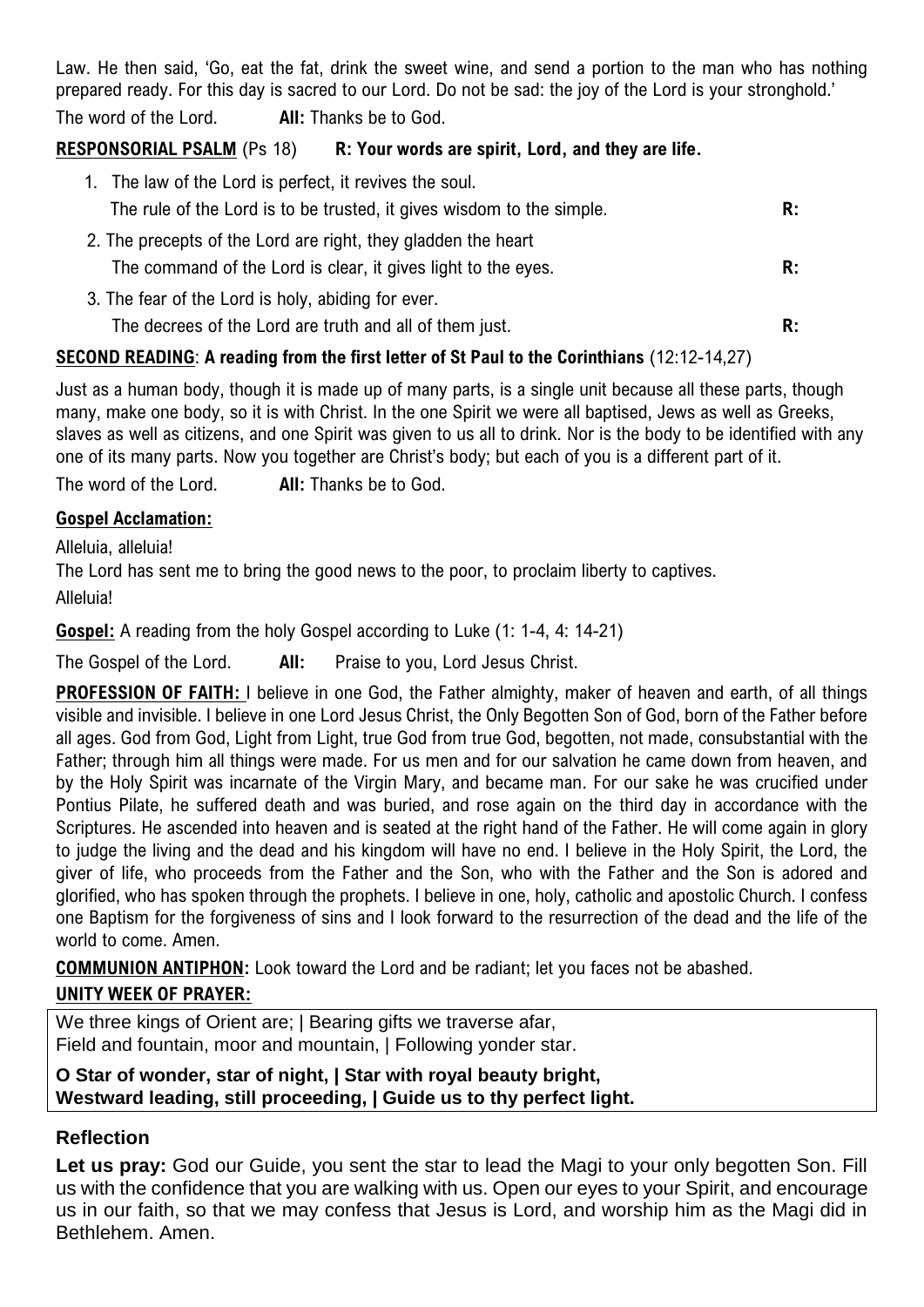Law. He then said, 'Go, eat the fat, drink the sweet wine, and send a portion to the man who has nothing prepared ready. For this day is sacred to our Lord. Do not be sad: the joy of the Lord is your stronghold.'

The word of the Lord. **All:** Thanks be to God.

**RESPONSORIAL PSALM** (Ps 18) **R: Your words are spirit, Lord, and they are life.**

1. The law of the Lord is perfect, it revives the soul.
   The rule of the Lord is to be trusted, it gives wisdom to the simple. **R:**
2. The precepts of the Lord are right, they gladden the heart
   The command of the Lord is clear, it gives light to the eyes. **R:**
3. The fear of the Lord is holy, abiding for ever.
   The decrees of the Lord are truth and all of them just. **R:**

**SECOND READING**: **A reading from the first letter of St Paul to the Corinthians** (12:12-14,27)

Just as a human body, though it is made up of many parts, is a single unit because all these parts, though many, make one body, so it is with Christ. In the one Spirit we were all baptised, Jews as well as Greeks, slaves as well as citizens, and one Spirit was given to us all to drink. Nor is the body to be identified with any one of its many parts. Now you together are Christ's body; but each of you is a different part of it.

The word of the Lord. **All:** Thanks be to God.

**Gospel Acclamation:**

Alleluia, alleluia!
The Lord has sent me to bring the good news to the poor, to proclaim liberty to captives.
Alleluia!

**Gospel:** A reading from the holy Gospel according to Luke (1: 1-4, 4: 14-21)

The Gospel of the Lord. **All:** Praise to you, Lord Jesus Christ.

**PROFESSION OF FAITH:** I believe in one God, the Father almighty, maker of heaven and earth, of all things visible and invisible. I believe in one Lord Jesus Christ, the Only Begotten Son of God, born of the Father before all ages. God from God, Light from Light, true God from true God, begotten, not made, consubstantial with the Father; through him all things were made. For us men and for our salvation he came down from heaven, and by the Holy Spirit was incarnate of the Virgin Mary, and became man. For our sake he was crucified under Pontius Pilate, he suffered death and was buried, and rose again on the third day in accordance with the Scriptures. He ascended into heaven and is seated at the right hand of the Father. He will come again in glory to judge the living and the dead and his kingdom will have no end. I believe in the Holy Spirit, the Lord, the giver of life, who proceeds from the Father and the Son, who with the Father and the Son is adored and glorified, who has spoken through the prophets. I believe in one, holy, catholic and apostolic Church. I confess one Baptism for the forgiveness of sins and I look forward to the resurrection of the dead and the life of the world to come. Amen.

**COMMUNION ANTIPHON:** Look toward the Lord and be radiant; let you faces not be abashed.

**UNITY WEEK OF PRAYER:**

We three kings of Orient are; | Bearing gifts we traverse afar,
Field and fountain, moor and mountain, | Following yonder star.

**O Star of wonder, star of night, | Star with royal beauty bright,**
**Westward leading, still proceeding, | Guide us to thy perfect light.**

## Reflection

**Let us pray:** God our Guide, you sent the star to lead the Magi to your only begotten Son. Fill us with the confidence that you are walking with us. Open our eyes to your Spirit, and encourage us in our faith, so that we may confess that Jesus is Lord, and worship him as the Magi did in Bethlehem. Amen.